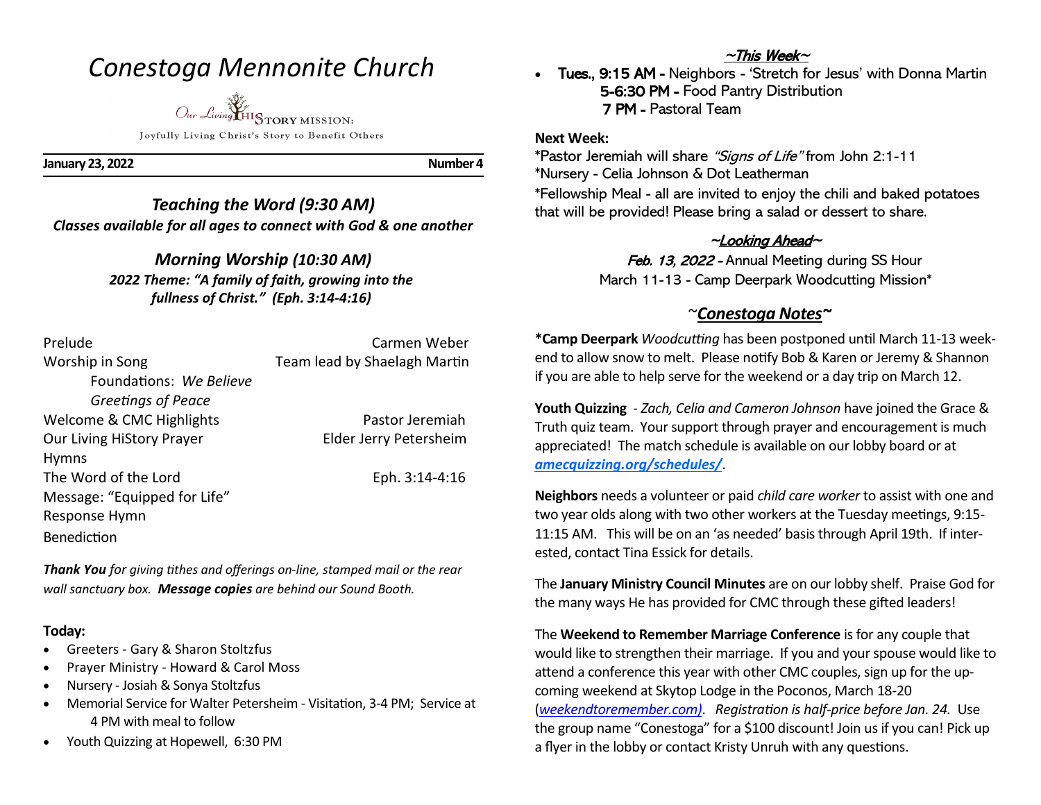# *Conestoga Mennonite Church*

Our Living HISTORY MISSION:

Joyfully Living Christ's Story to Benefit Others

**January 23, 2022** **Number 4**

## *Teaching the Word (9:30 AM)*

***Classes available for all ages to connect with God & one another***

## *Morning Worship (10:30 AM)*

***2022 Theme: "A family of faith, growing into the fullness of Christ." (Eph. 3:14-4:16)***

| | |
|---|---|
| Prelude | Carmen Weber |
| Worship in Song | Team lead by Shaelagh Martin |
| Foundations: *We Believe* | |
| *Greetings of Peace* | |
| Welcome & CMC Highlights | Pastor Jeremiah |
| Our Living HiStory Prayer | Elder Jerry Petersheim |
| Hymns | |
| The Word of the Lord | Eph. 3:14-4:16 |
| Message: "Equipped for Life" | |
| Response Hymn | |
| Benediction | |

***Thank You** for giving tithes and offerings on-line, stamped mail or the rear wall sanctuary box. **Message copies** are behind our Sound Booth.*

**Today:**

- Greeters - Gary & Sharon Stoltzfus
- Prayer Ministry - Howard & Carol Moss
- Nursery - Josiah & Sonya Stoltzfus
- Memorial Service for Walter Petersheim - Visitation, 3-4 PM; Service at 4 PM with meal to follow
- Youth Quizzing at Hopewell, 6:30 PM

### *~This Week~*

- Tues., 9:15 AM - Neighbors - 'Stretch for Jesus' with Donna Martin
  5-6:30 PM - Food Pantry Distribution
  7 PM - Pastoral Team

**Next Week:**

\*Pastor Jeremiah will share *"Signs of Life"* from John 2:1-11
\*Nursery - Celia Johnson & Dot Leatherman
\*Fellowship Meal - all are invited to enjoy the chili and baked potatoes that will be provided! Please bring a salad or dessert to share.

### *~Looking Ahead~*

*Feb. 13, 2022* - Annual Meeting during SS Hour
March 11-13 - Camp Deerpark Woodcutting Mission\*

## ~*Conestoga Notes*~

**\*Camp Deerpark** *Woodcutting* has been postponed until March 11-13 weekend to allow snow to melt. Please notify Bob & Karen or Jeremy & Shannon if you are able to help serve for the weekend or a day trip on March 12.

**Youth Quizzing** - *Zach, Celia and Cameron Johnson* have joined the Grace & Truth quiz team. Your support through prayer and encouragement is much appreciated! The match schedule is available on our lobby board or at ***amecquizzing.org/schedules/***.

**Neighbors** needs a volunteer or paid *child care worker* to assist with one and two year olds along with two other workers at the Tuesday meetings, 9:15-11:15 AM. This will be on an 'as needed' basis through April 19th. If interested, contact Tina Essick for details.

The **January Ministry Council Minutes** are on our lobby shelf. Praise God for the many ways He has provided for CMC through these gifted leaders!

The **Weekend to Remember Marriage Conference** is for any couple that would like to strengthen their marriage. If you and your spouse would like to attend a conference this year with other CMC couples, sign up for the upcoming weekend at Skytop Lodge in the Poconos, March 18-20 (*weekendtoremember.com)*. *Registration is half-price before Jan. 24.* Use the group name "Conestoga" for a $100 discount! Join us if you can! Pick up a flyer in the lobby or contact Kristy Unruh with any questions.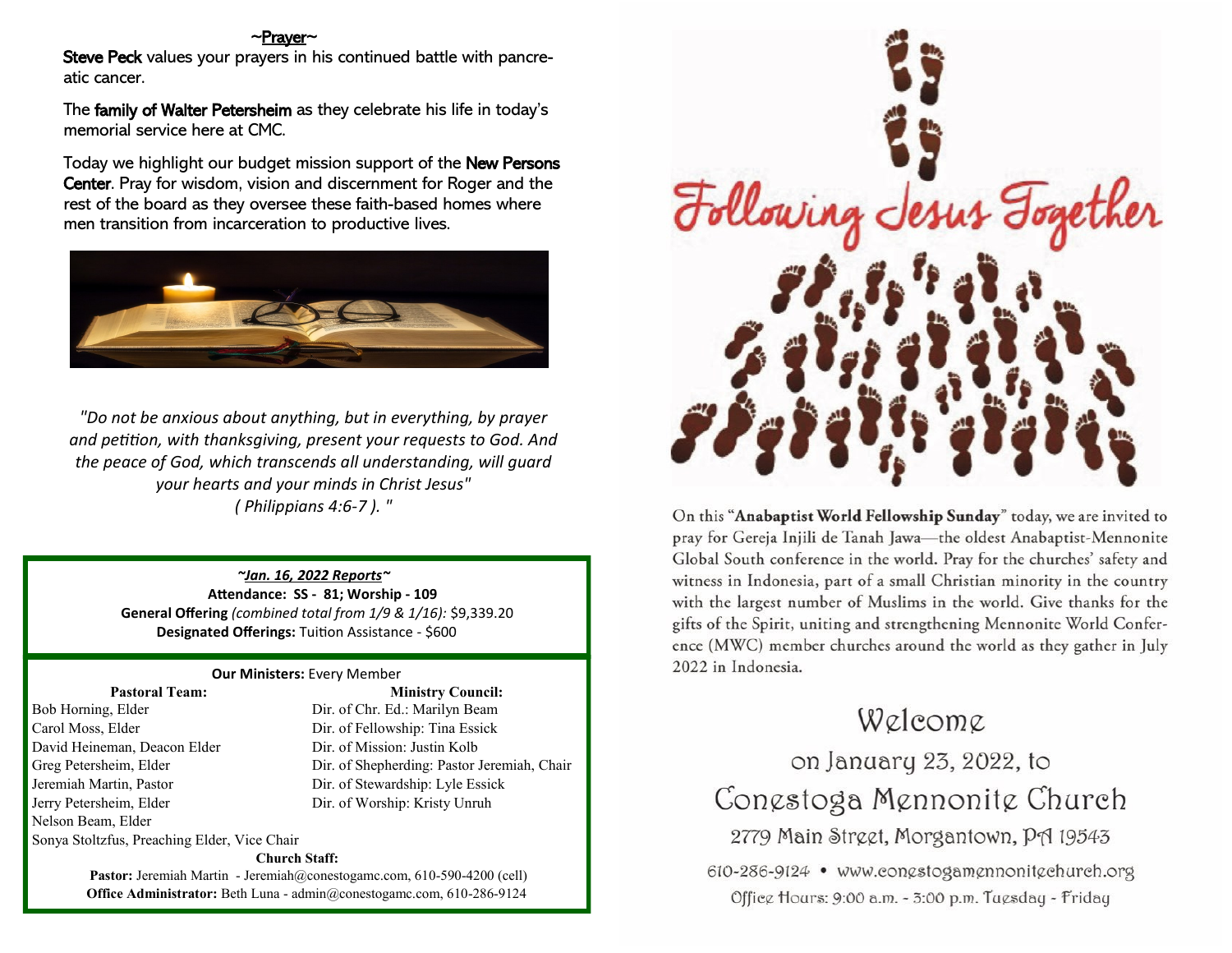## ~Prayer~

**Steve Peck** values your prayers in his continued battle with pancreatic cancer.

The **family of Walter Petersheim** as they celebrate his life in today's memorial service here at CMC.

Today we highlight our budget mission support of the **New Persons Center**. Pray for wisdom, vision and discernment for Roger and the rest of the board as they oversee these faith-based homes where men transition from incarceration to productive lives.

*"Do not be anxious about anything, but in everything, by prayer and petition, with thanksgiving, present your requests to God. And the peace of God, which transcends all understanding, will guard your hearts and your minds in Christ Jesus" ( Philippians 4:6-7 ). "*

***~Jan. 16, 2022 Reports~***

**Attendance: SS - 81; Worship - 109**

**General Offering** *(combined total from 1/9 & 1/16):* $9,339.20

**Designated Offerings:** Tuition Assistance - $600

**Our Ministers:** Every Member

**Pastoral Team:**

Bob Horning, Elder
Carol Moss, Elder
David Heineman, Deacon Elder
Greg Petersheim, Elder
Jeremiah Martin, Pastor
Jerry Petersheim, Elder
Nelson Beam, Elder
Sonya Stoltzfus, Preaching Elder, Vice Chair

**Ministry Council:**

Dir. of Chr. Ed.: Marilyn Beam
Dir. of Fellowship: Tina Essick
Dir. of Mission: Justin Kolb
Dir. of Shepherding: Pastor Jeremiah, Chair
Dir. of Stewardship: Lyle Essick
Dir. of Worship: Kristy Unruh

**Church Staff:**

**Pastor:** Jeremiah Martin - Jeremiah@conestogamc.com, 610-590-4200 (cell)
**Office Administrator:** Beth Luna - admin@conestogamc.com, 610-286-9124

# Following Jesus Together

On this "**Anabaptist World Fellowship Sunday**" today, we are invited to pray for Gereja Injili de Tanah Jawa—the oldest Anabaptist-Mennonite Global South conference in the world. Pray for the churches' safety and witness in Indonesia, part of a small Christian minority in the country with the largest number of Muslims in the world. Give thanks for the gifts of the Spirit, uniting and strengthening Mennonite World Conference (MWC) member churches around the world as they gather in July 2022 in Indonesia.

## Welcome

on January 23, 2022, to

## Conestoga Mennonite Church

2779 Main Street, Morgantown, PA 19543

610-286-9124 • www.conestogamennonitechurch.org

Office Hours: 9:00 a.m. - 3:00 p.m. Tuesday - Friday